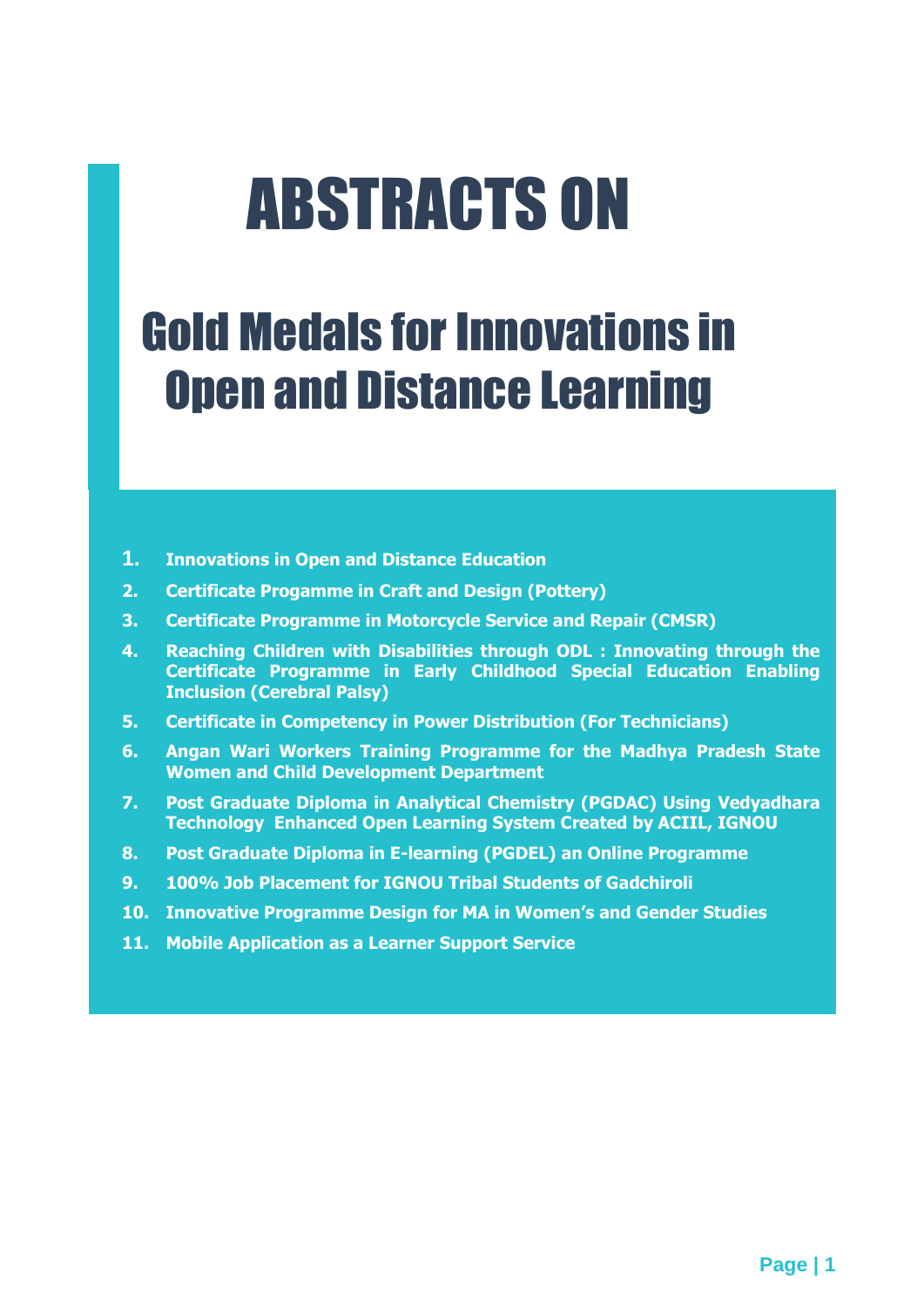# ABSTRACTS ON

## Gold Medals for Innovations in Open and Distance Learning

1. **Innovations in Open and Distance Education**
2. **Certificate Progamme in Craft and Design (Pottery)**
3. **Certificate Programme in Motorcycle Service and Repair (CMSR)**
4. **Reaching Children with Disabilities through ODL : Innovating through the Certificate Programme in Early Childhood Special Education Enabling Inclusion (Cerebral Palsy)**
5. **Certificate in Competency in Power Distribution (For Technicians)**
6. **Angan Wari Workers Training Programme for the Madhya Pradesh State Women and Child Development Department**
7. **Post Graduate Diploma in Analytical Chemistry (PGDAC) Using Vedyadhara Technology Enhanced Open Learning System Created by ACIIL, IGNOU**
8. **Post Graduate Diploma in E-learning (PGDEL) an Online Programme**
9. **100% Job Placement for IGNOU Tribal Students of Gadchiroli**
10. **Innovative Programme Design for MA in Women's and Gender Studies**
11. **Mobile Application as a Learner Support Service**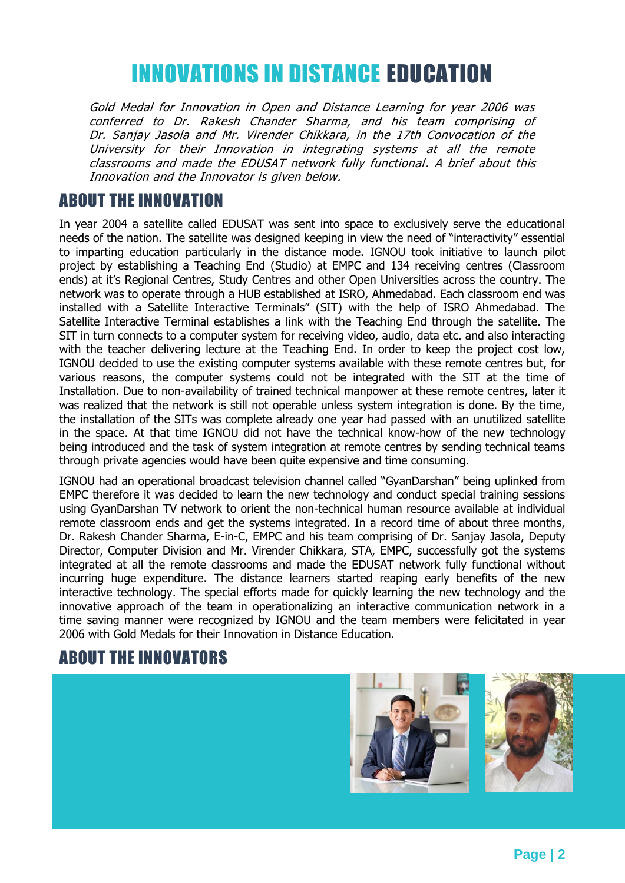# INNOVATIONS IN DISTANCE EDUCATION

*Gold Medal for Innovation in Open and Distance Learning for year 2006 was conferred to Dr. Rakesh Chander Sharma, and his team comprising of Dr. Sanjay Jasola and Mr. Virender Chikkara, in the 17th Convocation of the University for their Innovation in integrating systems at all the remote classrooms and made the EDUSAT network fully functional. A brief about this Innovation and the Innovator is given below.*

## ABOUT THE INNOVATION

In year 2004 a satellite called EDUSAT was sent into space to exclusively serve the educational needs of the nation. The satellite was designed keeping in view the need of "interactivity" essential to imparting education particularly in the distance mode. IGNOU took initiative to launch pilot project by establishing a Teaching End (Studio) at EMPC and 134 receiving centres (Classroom ends) at it's Regional Centres, Study Centres and other Open Universities across the country. The network was to operate through a HUB established at ISRO, Ahmedabad. Each classroom end was installed with a Satellite Interactive Terminals" (SIT) with the help of ISRO Ahmedabad. The Satellite Interactive Terminal establishes a link with the Teaching End through the satellite. The SIT in turn connects to a computer system for receiving video, audio, data etc. and also interacting with the teacher delivering lecture at the Teaching End. In order to keep the project cost low, IGNOU decided to use the existing computer systems available with these remote centres but, for various reasons, the computer systems could not be integrated with the SIT at the time of Installation. Due to non-availability of trained technical manpower at these remote centres, later it was realized that the network is still not operable unless system integration is done. By the time, the installation of the SITs was complete already one year had passed with an unutilized satellite in the space. At that time IGNOU did not have the technical know-how of the new technology being introduced and the task of system integration at remote centres by sending technical teams through private agencies would have been quite expensive and time consuming.

IGNOU had an operational broadcast television channel called "GyanDarshan" being uplinked from EMPC therefore it was decided to learn the new technology and conduct special training sessions using GyanDarshan TV network to orient the non-technical human resource available at individual remote classroom ends and get the systems integrated. In a record time of about three months, Dr. Rakesh Chander Sharma, E-in-C, EMPC and his team comprising of Dr. Sanjay Jasola, Deputy Director, Computer Division and Mr. Virender Chikkara, STA, EMPC, successfully got the systems integrated at all the remote classrooms and made the EDUSAT network fully functional without incurring huge expenditure. The distance learners started reaping early benefits of the new interactive technology. The special efforts made for quickly learning the new technology and the innovative approach of the team in operationalizing an interactive communication network in a time saving manner were recognized by IGNOU and the team members were felicitated in year 2006 with Gold Medals for their Innovation in Distance Education.

## ABOUT THE INNOVATORS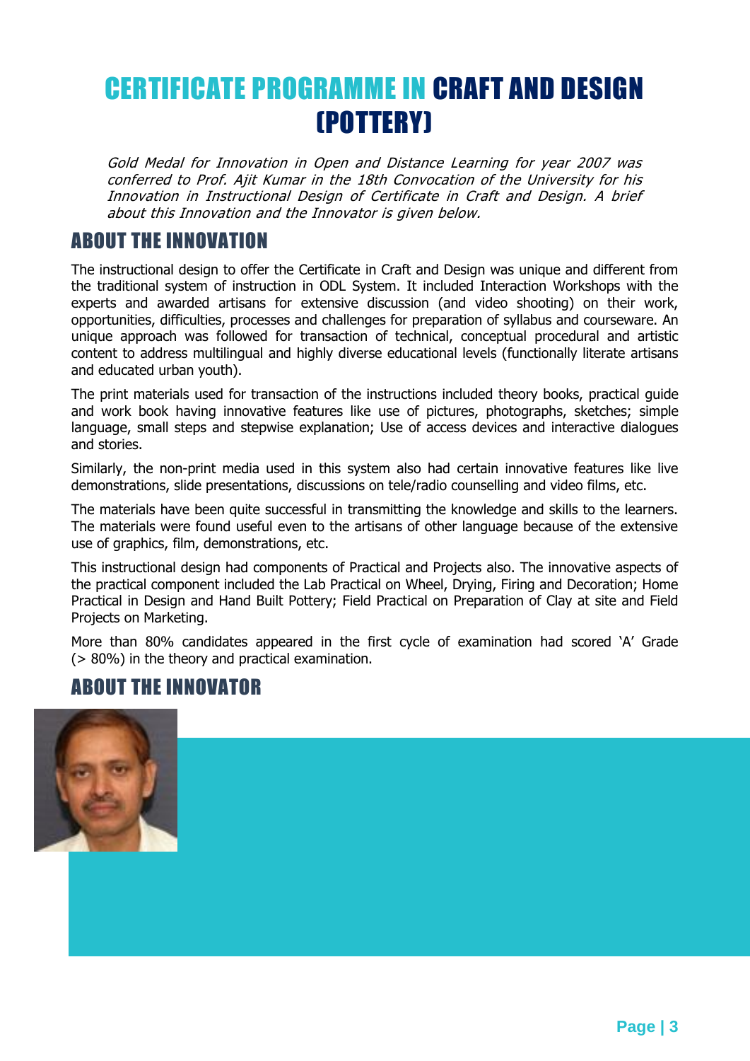# CERTIFICATE PROGRAMME IN CRAFT AND DESIGN (POTTERY)

*Gold Medal for Innovation in Open and Distance Learning for year 2007 was conferred to Prof. Ajit Kumar in the 18th Convocation of the University for his Innovation in Instructional Design of Certificate in Craft and Design. A brief about this Innovation and the Innovator is given below.*

## ABOUT THE INNOVATION

The instructional design to offer the Certificate in Craft and Design was unique and different from the traditional system of instruction in ODL System. It included Interaction Workshops with the experts and awarded artisans for extensive discussion (and video shooting) on their work, opportunities, difficulties, processes and challenges for preparation of syllabus and courseware. An unique approach was followed for transaction of technical, conceptual procedural and artistic content to address multilingual and highly diverse educational levels (functionally literate artisans and educated urban youth).

The print materials used for transaction of the instructions included theory books, practical guide and work book having innovative features like use of pictures, photographs, sketches; simple language, small steps and stepwise explanation; Use of access devices and interactive dialogues and stories.

Similarly, the non-print media used in this system also had certain innovative features like live demonstrations, slide presentations, discussions on tele/radio counselling and video films, etc.

The materials have been quite successful in transmitting the knowledge and skills to the learners. The materials were found useful even to the artisans of other language because of the extensive use of graphics, film, demonstrations, etc.

This instructional design had components of Practical and Projects also. The innovative aspects of the practical component included the Lab Practical on Wheel, Drying, Firing and Decoration; Home Practical in Design and Hand Built Pottery; Field Practical on Preparation of Clay at site and Field Projects on Marketing.

More than 80% candidates appeared in the first cycle of examination had scored 'A' Grade (> 80%) in the theory and practical examination.

## ABOUT THE INNOVATOR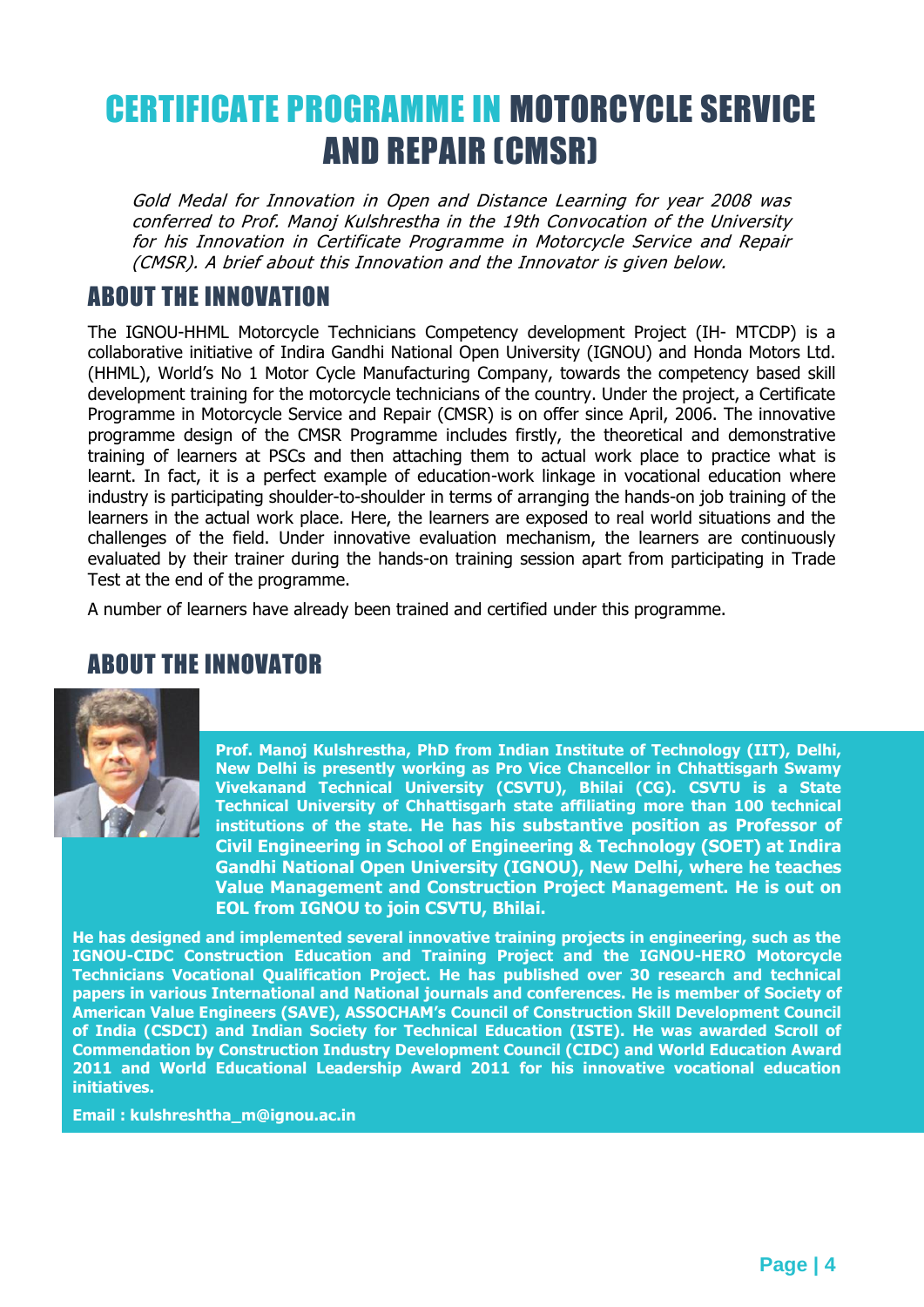# CERTIFICATE PROGRAMME IN MOTORCYCLE SERVICE AND REPAIR (CMSR)

*Gold Medal for Innovation in Open and Distance Learning for year 2008 was conferred to Prof. Manoj Kulshrestha in the 19th Convocation of the University for his Innovation in Certificate Programme in Motorcycle Service and Repair (CMSR). A brief about this Innovation and the Innovator is given below.*

## ABOUT THE INNOVATION

The IGNOU-HHML Motorcycle Technicians Competency development Project (IH- MTCDP) is a collaborative initiative of Indira Gandhi National Open University (IGNOU) and Honda Motors Ltd. (HHML), World's No 1 Motor Cycle Manufacturing Company, towards the competency based skill development training for the motorcycle technicians of the country. Under the project, a Certificate Programme in Motorcycle Service and Repair (CMSR) is on offer since April, 2006. The innovative programme design of the CMSR Programme includes firstly, the theoretical and demonstrative training of learners at PSCs and then attaching them to actual work place to practice what is learnt. In fact, it is a perfect example of education-work linkage in vocational education where industry is participating shoulder-to-shoulder in terms of arranging the hands-on job training of the learners in the actual work place. Here, the learners are exposed to real world situations and the challenges of the field. Under innovative evaluation mechanism, the learners are continuously evaluated by their trainer during the hands-on training session apart from participating in Trade Test at the end of the programme.

A number of learners have already been trained and certified under this programme.

## ABOUT THE INNOVATOR

**Prof. Manoj Kulshrestha, PhD from Indian Institute of Technology (IIT), Delhi, New Delhi is presently working as Pro Vice Chancellor in Chhattisgarh Swamy Vivekanand Technical University (CSVTU), Bhilai (CG). CSVTU is a State Technical University of Chhattisgarh state affiliating more than 100 technical institutions of the state. He has his substantive position as Professor of Civil Engineering in School of Engineering & Technology (SOET) at Indira Gandhi National Open University (IGNOU), New Delhi, where he teaches Value Management and Construction Project Management. He is out on EOL from IGNOU to join CSVTU, Bhilai.**

**He has designed and implemented several innovative training projects in engineering, such as the IGNOU-CIDC Construction Education and Training Project and the IGNOU-HERO Motorcycle Technicians Vocational Qualification Project. He has published over 30 research and technical papers in various International and National journals and conferences. He is member of Society of American Value Engineers (SAVE), ASSOCHAM's Council of Construction Skill Development Council of India (CSDCI) and Indian Society for Technical Education (ISTE). He was awarded Scroll of Commendation by Construction Industry Development Council (CIDC) and World Education Award 2011 and World Educational Leadership Award 2011 for his innovative vocational education initiatives.**

**Email : kulshreshtha_m@ignou.ac.in**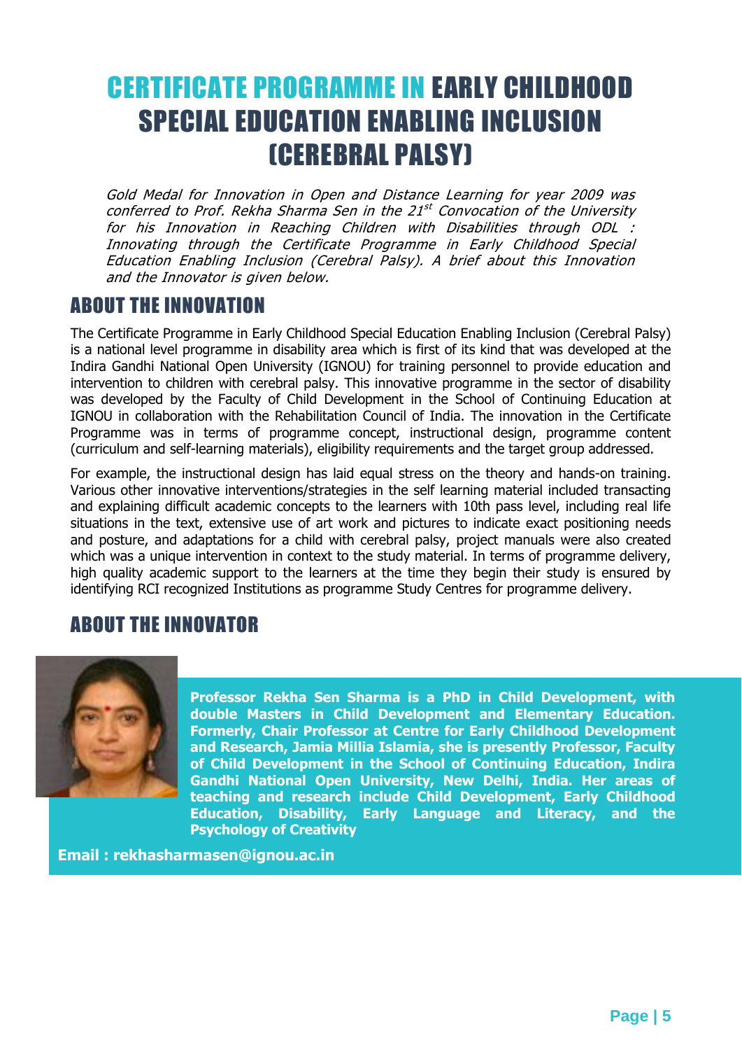# CERTIFICATE PROGRAMME IN EARLY CHILDHOOD SPECIAL EDUCATION ENABLING INCLUSION (CEREBRAL PALSY)

*Gold Medal for Innovation in Open and Distance Learning for year 2009 was conferred to Prof. Rekha Sharma Sen in the 21st Convocation of the University for his Innovation in Reaching Children with Disabilities through ODL : Innovating through the Certificate Programme in Early Childhood Special Education Enabling Inclusion (Cerebral Palsy). A brief about this Innovation and the Innovator is given below.*

## ABOUT THE INNOVATION

The Certificate Programme in Early Childhood Special Education Enabling Inclusion (Cerebral Palsy) is a national level programme in disability area which is first of its kind that was developed at the Indira Gandhi National Open University (IGNOU) for training personnel to provide education and intervention to children with cerebral palsy. This innovative programme in the sector of disability was developed by the Faculty of Child Development in the School of Continuing Education at IGNOU in collaboration with the Rehabilitation Council of India. The innovation in the Certificate Programme was in terms of programme concept, instructional design, programme content (curriculum and self-learning materials), eligibility requirements and the target group addressed.

For example, the instructional design has laid equal stress on the theory and hands-on training. Various other innovative interventions/strategies in the self learning material included transacting and explaining difficult academic concepts to the learners with 10th pass level, including real life situations in the text, extensive use of art work and pictures to indicate exact positioning needs and posture, and adaptations for a child with cerebral palsy, project manuals were also created which was a unique intervention in context to the study material. In terms of programme delivery, high quality academic support to the learners at the time they begin their study is ensured by identifying RCI recognized Institutions as programme Study Centres for programme delivery.

## ABOUT THE INNOVATOR

**Professor Rekha Sen Sharma is a PhD in Child Development, with double Masters in Child Development and Elementary Education. Formerly, Chair Professor at Centre for Early Childhood Development and Research, Jamia Millia Islamia, she is presently Professor, Faculty of Child Development in the School of Continuing Education, Indira Gandhi National Open University, New Delhi, India. Her areas of teaching and research include Child Development, Early Childhood Education, Disability, Early Language and Literacy, and the Psychology of Creativity**

**Email : rekhasharmasen@ignou.ac.in**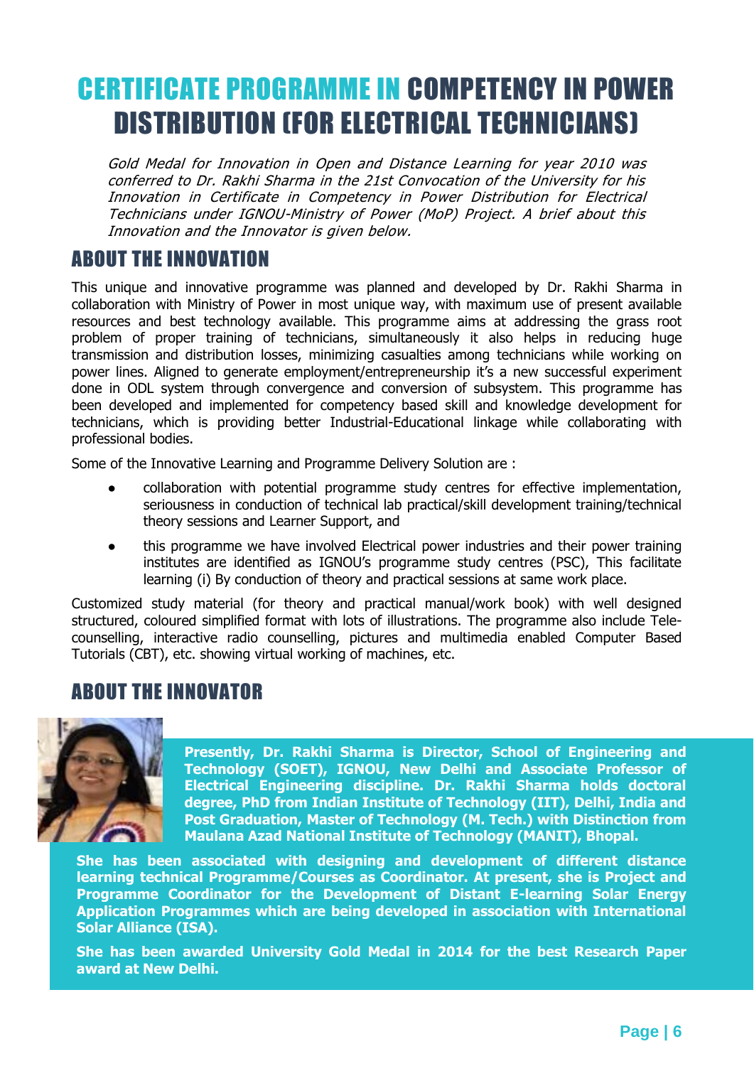# CERTIFICATE PROGRAMME IN COMPETENCY IN POWER DISTRIBUTION (FOR ELECTRICAL TECHNICIANS)

*Gold Medal for Innovation in Open and Distance Learning for year 2010 was conferred to Dr. Rakhi Sharma in the 21st Convocation of the University for his Innovation in Certificate in Competency in Power Distribution for Electrical Technicians under IGNOU-Ministry of Power (MoP) Project. A brief about this Innovation and the Innovator is given below.*

## ABOUT THE INNOVATION

This unique and innovative programme was planned and developed by Dr. Rakhi Sharma in collaboration with Ministry of Power in most unique way, with maximum use of present available resources and best technology available. This programme aims at addressing the grass root problem of proper training of technicians, simultaneously it also helps in reducing huge transmission and distribution losses, minimizing casualties among technicians while working on power lines. Aligned to generate employment/entrepreneurship it's a new successful experiment done in ODL system through convergence and conversion of subsystem. This programme has been developed and implemented for competency based skill and knowledge development for technicians, which is providing better Industrial-Educational linkage while collaborating with professional bodies.

Some of the Innovative Learning and Programme Delivery Solution are :

- collaboration with potential programme study centres for effective implementation, seriousness in conduction of technical lab practical/skill development training/technical theory sessions and Learner Support, and
- this programme we have involved Electrical power industries and their power training institutes are identified as IGNOU's programme study centres (PSC), This facilitate learning (i) By conduction of theory and practical sessions at same work place.

Customized study material (for theory and practical manual/work book) with well designed structured, coloured simplified format with lots of illustrations. The programme also include Tele-counselling, interactive radio counselling, pictures and multimedia enabled Computer Based Tutorials (CBT), etc. showing virtual working of machines, etc.

## ABOUT THE INNOVATOR

**Presently, Dr. Rakhi Sharma is Director, School of Engineering and Technology (SOET), IGNOU, New Delhi and Associate Professor of Electrical Engineering discipline. Dr. Rakhi Sharma holds doctoral degree, PhD from Indian Institute of Technology (IIT), Delhi, India and Post Graduation, Master of Technology (M. Tech.) with Distinction from Maulana Azad National Institute of Technology (MANIT), Bhopal.**

**She has been associated with designing and development of different distance learning technical Programme/Courses as Coordinator. At present, she is Project and Programme Coordinator for the Development of Distant E-learning Solar Energy Application Programmes which are being developed in association with International Solar Alliance (ISA).**

**She has been awarded University Gold Medal in 2014 for the best Research Paper award at New Delhi.**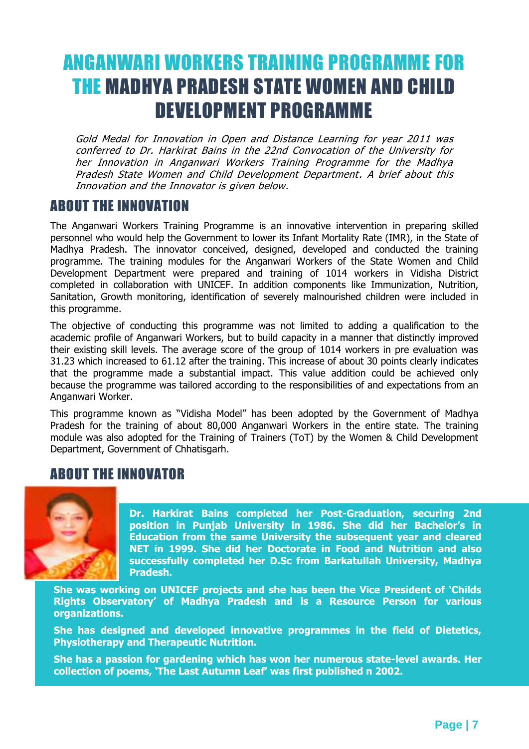# ANGANWARI WORKERS TRAINING PROGRAMME FOR THE MADHYA PRADESH STATE WOMEN AND CHILD DEVELOPMENT PROGRAMME

*Gold Medal for Innovation in Open and Distance Learning for year 2011 was conferred to Dr. Harkirat Bains in the 22nd Convocation of the University for her Innovation in Anganwari Workers Training Programme for the Madhya Pradesh State Women and Child Development Department. A brief about this Innovation and the Innovator is given below.*

## ABOUT THE INNOVATION

The Anganwari Workers Training Programme is an innovative intervention in preparing skilled personnel who would help the Government to lower its Infant Mortality Rate (IMR), in the State of Madhya Pradesh. The innovator conceived, designed, developed and conducted the training programme. The training modules for the Anganwari Workers of the State Women and Child Development Department were prepared and training of 1014 workers in Vidisha District completed in collaboration with UNICEF. In addition components like Immunization, Nutrition, Sanitation, Growth monitoring, identification of severely malnourished children were included in this programme.

The objective of conducting this programme was not limited to adding a qualification to the academic profile of Anganwari Workers, but to build capacity in a manner that distinctly improved their existing skill levels. The average score of the group of 1014 workers in pre evaluation was 31.23 which increased to 61.12 after the training. This increase of about 30 points clearly indicates that the programme made a substantial impact. This value addition could be achieved only because the programme was tailored according to the responsibilities of and expectations from an Anganwari Worker.

This programme known as "Vidisha Model" has been adopted by the Government of Madhya Pradesh for the training of about 80,000 Anganwari Workers in the entire state. The training module was also adopted for the Training of Trainers (ToT) by the Women & Child Development Department, Government of Chhatisgarh.

## ABOUT THE INNOVATOR

**Dr. Harkirat Bains completed her Post-Graduation, securing 2nd position in Punjab University in 1986. She did her Bachelor's in Education from the same University the subsequent year and cleared NET in 1999. She did her Doctorate in Food and Nutrition and also successfully completed her D.Sc from Barkatullah University, Madhya Pradesh.**

**She was working on UNICEF projects and she has been the Vice President of 'Childs Rights Observatory' of Madhya Pradesh and is a Resource Person for various organizations.**

**She has designed and developed innovative programmes in the field of Dietetics, Physiotherapy and Therapeutic Nutrition.**

**She has a passion for gardening which has won her numerous state-level awards. Her collection of poems, 'The Last Autumn Leaf' was first published n 2002.**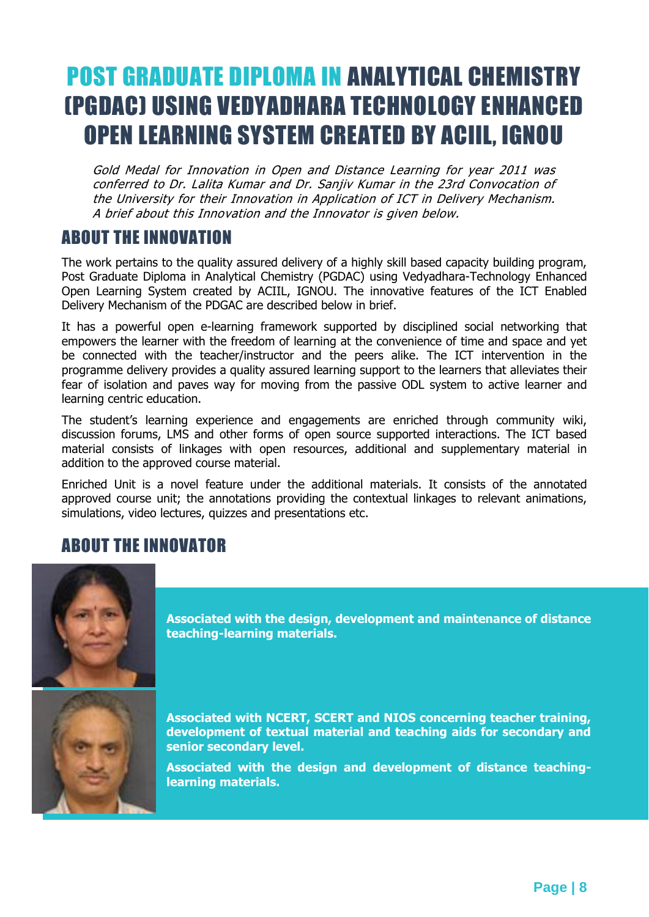# POST GRADUATE DIPLOMA IN ANALYTICAL CHEMISTRY (PGDAC) USING VEDYADHARA TECHNOLOGY ENHANCED OPEN LEARNING SYSTEM CREATED BY ACIIL, IGNOU

*Gold Medal for Innovation in Open and Distance Learning for year 2011 was conferred to Dr. Lalita Kumar and Dr. Sanjiv Kumar in the 23rd Convocation of the University for their Innovation in Application of ICT in Delivery Mechanism. A brief about this Innovation and the Innovator is given below.*

## ABOUT THE INNOVATION

The work pertains to the quality assured delivery of a highly skill based capacity building program, Post Graduate Diploma in Analytical Chemistry (PGDAC) using Vedyadhara-Technology Enhanced Open Learning System created by ACIIL, IGNOU. The innovative features of the ICT Enabled Delivery Mechanism of the PDGAC are described below in brief.

It has a powerful open e-learning framework supported by disciplined social networking that empowers the learner with the freedom of learning at the convenience of time and space and yet be connected with the teacher/instructor and the peers alike. The ICT intervention in the programme delivery provides a quality assured learning support to the learners that alleviates their fear of isolation and paves way for moving from the passive ODL system to active learner and learning centric education.

The student's learning experience and engagements are enriched through community wiki, discussion forums, LMS and other forms of open source supported interactions. The ICT based material consists of linkages with open resources, additional and supplementary material in addition to the approved course material.

Enriched Unit is a novel feature under the additional materials. It consists of the annotated approved course unit; the annotations providing the contextual linkages to relevant animations, simulations, video lectures, quizzes and presentations etc.

## ABOUT THE INNOVATOR

**Associated with the design, development and maintenance of distance teaching-learning materials.**

**Associated with NCERT, SCERT and NIOS concerning teacher training, development of textual material and teaching aids for secondary and senior secondary level.**

**Associated with the design and development of distance teaching-learning materials.**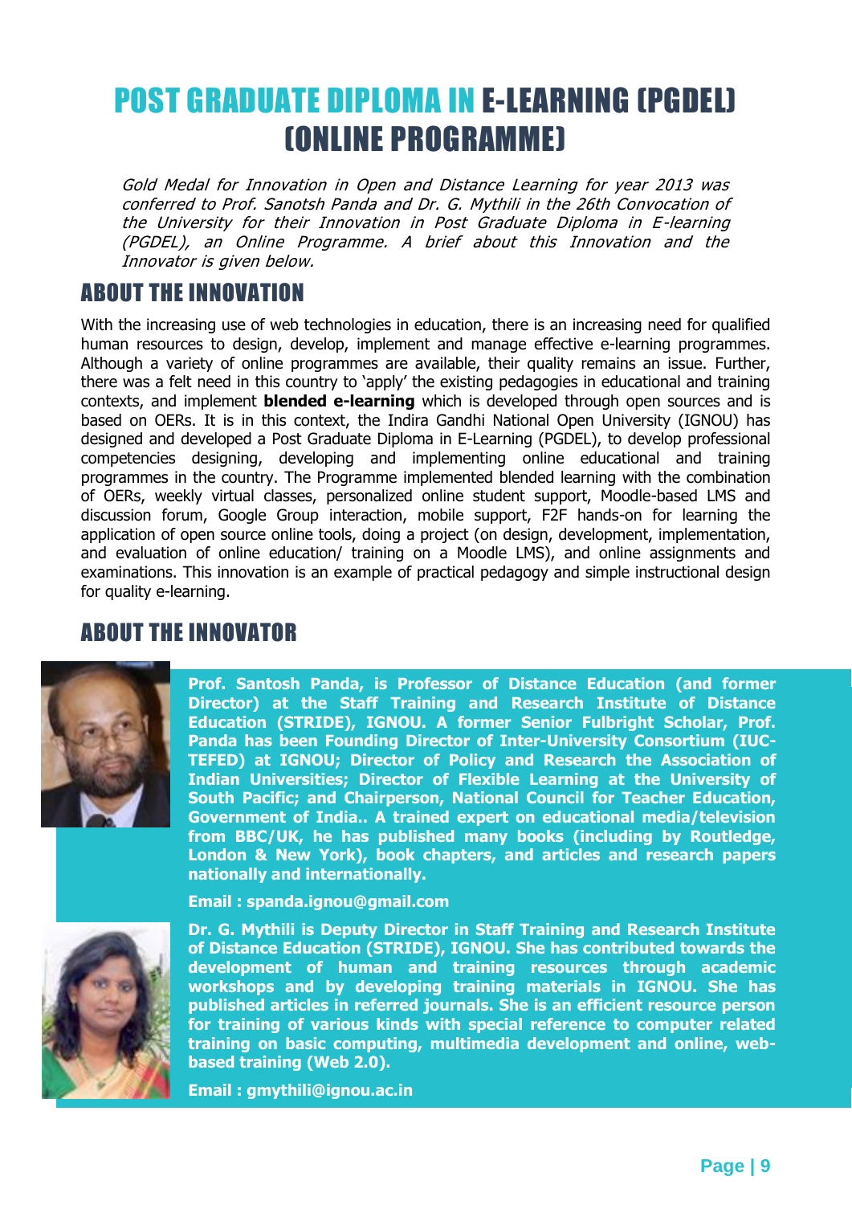# POST GRADUATE DIPLOMA IN E-LEARNING (PGDEL) (ONLINE PROGRAMME)

*Gold Medal for Innovation in Open and Distance Learning for year 2013 was conferred to Prof. Sanotsh Panda and Dr. G. Mythili in the 26th Convocation of the University for their Innovation in Post Graduate Diploma in E-learning (PGDEL), an Online Programme. A brief about this Innovation and the Innovator is given below.*

## ABOUT THE INNOVATION

With the increasing use of web technologies in education, there is an increasing need for qualified human resources to design, develop, implement and manage effective e-learning programmes. Although a variety of online programmes are available, their quality remains an issue. Further, there was a felt need in this country to 'apply' the existing pedagogies in educational and training contexts, and implement **blended e-learning** which is developed through open sources and is based on OERs. It is in this context, the Indira Gandhi National Open University (IGNOU) has designed and developed a Post Graduate Diploma in E-Learning (PGDEL), to develop professional competencies designing, developing and implementing online educational and training programmes in the country. The Programme implemented blended learning with the combination of OERs, weekly virtual classes, personalized online student support, Moodle-based LMS and discussion forum, Google Group interaction, mobile support, F2F hands-on for learning the application of open source online tools, doing a project (on design, development, implementation, and evaluation of online education/ training on a Moodle LMS), and online assignments and examinations. This innovation is an example of practical pedagogy and simple instructional design for quality e-learning.

## ABOUT THE INNOVATOR

**Prof. Santosh Panda, is Professor of Distance Education (and former Director) at the Staff Training and Research Institute of Distance Education (STRIDE), IGNOU. A former Senior Fulbright Scholar, Prof. Panda has been Founding Director of Inter-University Consortium (IUC-TEFED) at IGNOU; Director of Policy and Research the Association of Indian Universities; Director of Flexible Learning at the University of South Pacific; and Chairperson, National Council for Teacher Education, Government of India.. A trained expert on educational media/television from BBC/UK, he has published many books (including by Routledge, London & New York), book chapters, and articles and research papers nationally and internationally.**

**Email : spanda.ignou@gmail.com**

**Dr. G. Mythili is Deputy Director in Staff Training and Research Institute of Distance Education (STRIDE), IGNOU. She has contributed towards the development of human and training resources through academic workshops and by developing training materials in IGNOU. She has published articles in referred journals. She is an efficient resource person for training of various kinds with special reference to computer related training on basic computing, multimedia development and online, web-based training (Web 2.0).**

**Email : gmythili@ignou.ac.in**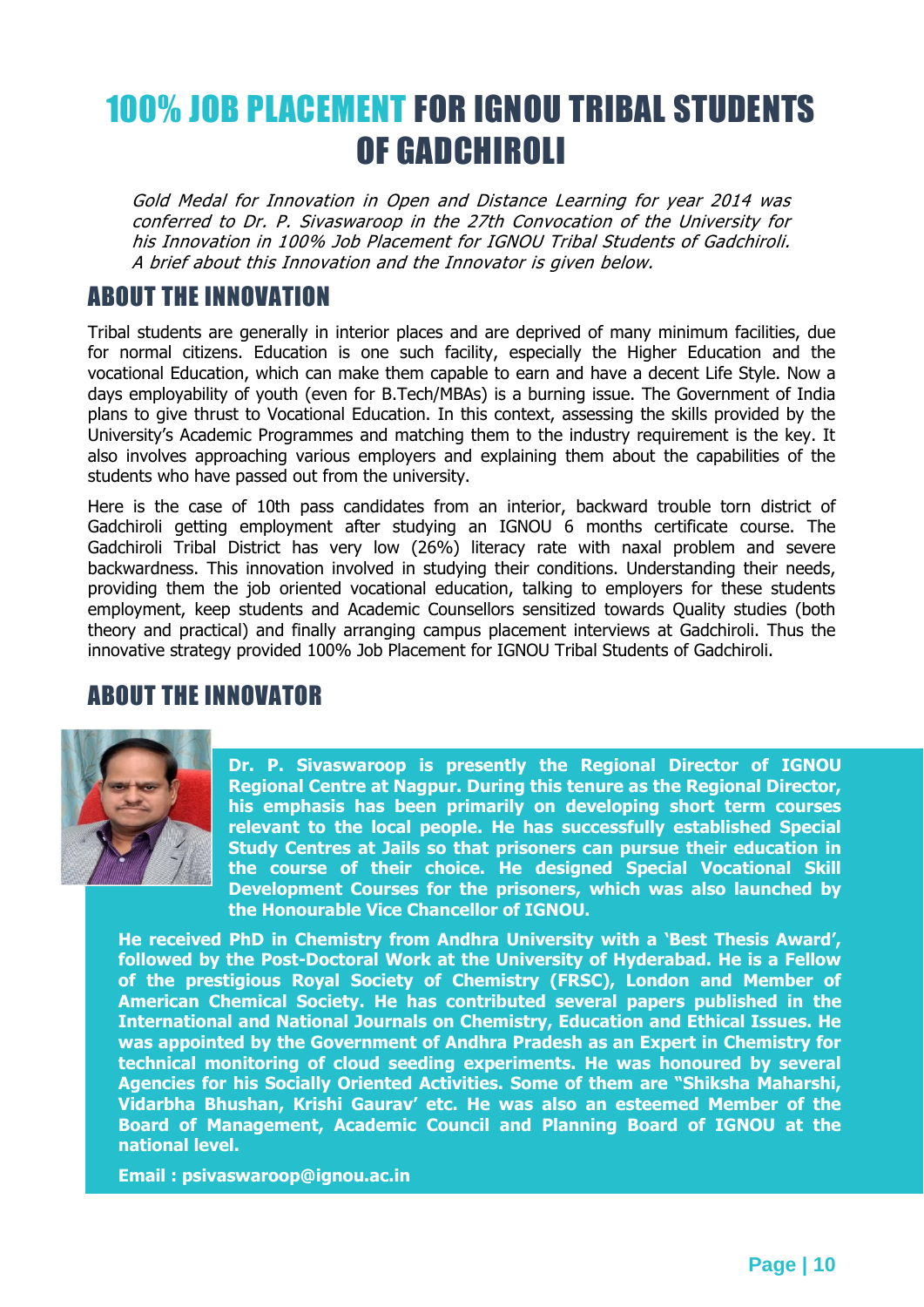# 100% JOB PLACEMENT FOR IGNOU TRIBAL STUDENTS OF GADCHIROLI

*Gold Medal for Innovation in Open and Distance Learning for year 2014 was conferred to Dr. P. Sivaswaroop in the 27th Convocation of the University for his Innovation in 100% Job Placement for IGNOU Tribal Students of Gadchiroli. A brief about this Innovation and the Innovator is given below.*

## ABOUT THE INNOVATION

Tribal students are generally in interior places and are deprived of many minimum facilities, due for normal citizens. Education is one such facility, especially the Higher Education and the vocational Education, which can make them capable to earn and have a decent Life Style. Now a days employability of youth (even for B.Tech/MBAs) is a burning issue. The Government of India plans to give thrust to Vocational Education. In this context, assessing the skills provided by the University's Academic Programmes and matching them to the industry requirement is the key. It also involves approaching various employers and explaining them about the capabilities of the students who have passed out from the university.

Here is the case of 10th pass candidates from an interior, backward trouble torn district of Gadchiroli getting employment after studying an IGNOU 6 months certificate course. The Gadchiroli Tribal District has very low (26%) literacy rate with naxal problem and severe backwardness. This innovation involved in studying their conditions. Understanding their needs, providing them the job oriented vocational education, talking to employers for these students employment, keep students and Academic Counsellors sensitized towards Quality studies (both theory and practical) and finally arranging campus placement interviews at Gadchiroli. Thus the innovative strategy provided 100% Job Placement for IGNOU Tribal Students of Gadchiroli.

## ABOUT THE INNOVATOR

**Dr. P. Sivaswaroop is presently the Regional Director of IGNOU Regional Centre at Nagpur. During this tenure as the Regional Director, his emphasis has been primarily on developing short term courses relevant to the local people. He has successfully established Special Study Centres at Jails so that prisoners can pursue their education in the course of their choice. He designed Special Vocational Skill Development Courses for the prisoners, which was also launched by the Honourable Vice Chancellor of IGNOU.**

**He received PhD in Chemistry from Andhra University with a 'Best Thesis Award', followed by the Post-Doctoral Work at the University of Hyderabad. He is a Fellow of the prestigious Royal Society of Chemistry (FRSC), London and Member of American Chemical Society. He has contributed several papers published in the International and National Journals on Chemistry, Education and Ethical Issues. He was appointed by the Government of Andhra Pradesh as an Expert in Chemistry for technical monitoring of cloud seeding experiments. He was honoured by several Agencies for his Socially Oriented Activities. Some of them are "Shiksha Maharshi, Vidarbha Bhushan, Krishi Gaurav' etc. He was also an esteemed Member of the Board of Management, Academic Council and Planning Board of IGNOU at the national level.**

**Email : psivaswaroop@ignou.ac.in**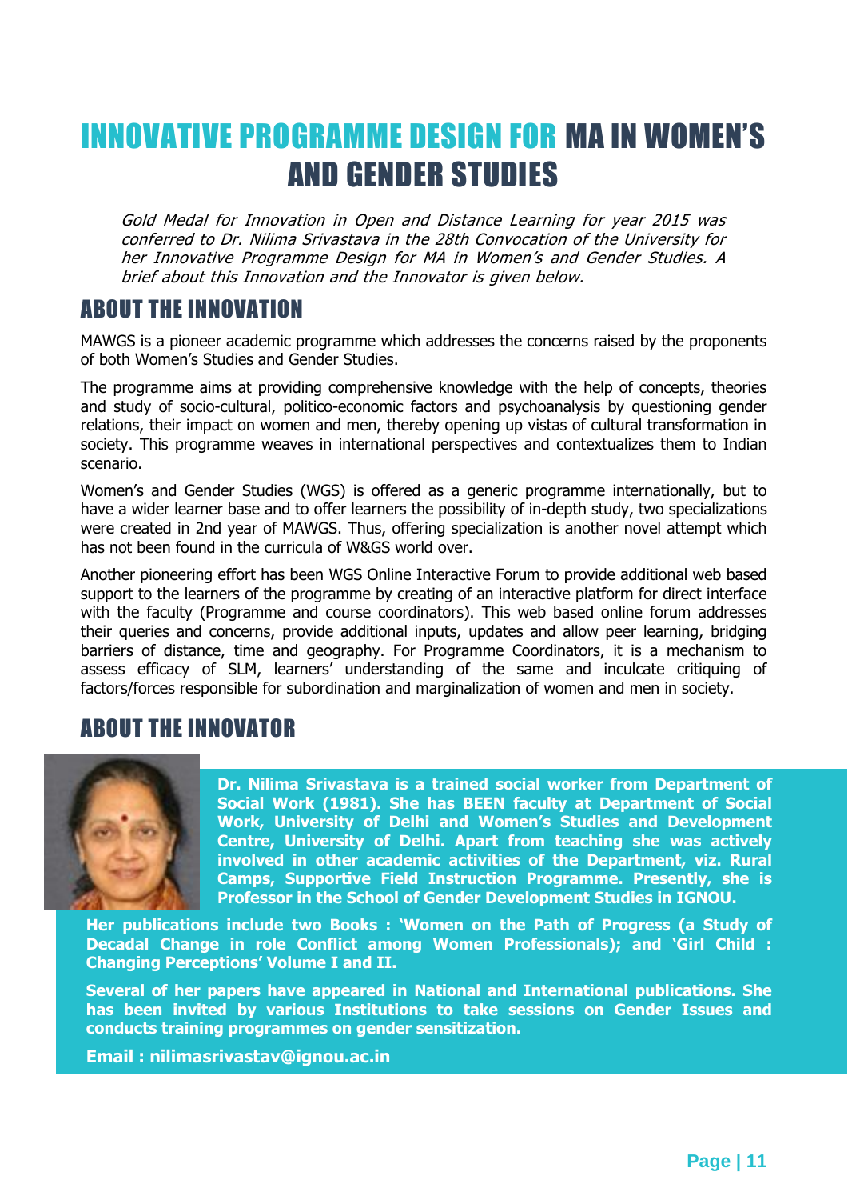# INNOVATIVE PROGRAMME DESIGN FOR MA IN WOMEN'S AND GENDER STUDIES

*Gold Medal for Innovation in Open and Distance Learning for year 2015 was conferred to Dr. Nilima Srivastava in the 28th Convocation of the University for her Innovative Programme Design for MA in Women's and Gender Studies. A brief about this Innovation and the Innovator is given below.*

## ABOUT THE INNOVATION

MAWGS is a pioneer academic programme which addresses the concerns raised by the proponents of both Women's Studies and Gender Studies.

The programme aims at providing comprehensive knowledge with the help of concepts, theories and study of socio-cultural, politico-economic factors and psychoanalysis by questioning gender relations, their impact on women and men, thereby opening up vistas of cultural transformation in society. This programme weaves in international perspectives and contextualizes them to Indian scenario.

Women's and Gender Studies (WGS) is offered as a generic programme internationally, but to have a wider learner base and to offer learners the possibility of in-depth study, two specializations were created in 2nd year of MAWGS. Thus, offering specialization is another novel attempt which has not been found in the curricula of W&GS world over.

Another pioneering effort has been WGS Online Interactive Forum to provide additional web based support to the learners of the programme by creating of an interactive platform for direct interface with the faculty (Programme and course coordinators). This web based online forum addresses their queries and concerns, provide additional inputs, updates and allow peer learning, bridging barriers of distance, time and geography. For Programme Coordinators, it is a mechanism to assess efficacy of SLM, learners' understanding of the same and inculcate critiquing of factors/forces responsible for subordination and marginalization of women and men in society.

## ABOUT THE INNOVATOR

**Dr. Nilima Srivastava is a trained social worker from Department of Social Work (1981). She has BEEN faculty at Department of Social Work, University of Delhi and Women's Studies and Development Centre, University of Delhi. Apart from teaching she was actively involved in other academic activities of the Department, viz. Rural Camps, Supportive Field Instruction Programme. Presently, she is Professor in the School of Gender Development Studies in IGNOU.**

**Her publications include two Books : 'Women on the Path of Progress (a Study of Decadal Change in role Conflict among Women Professionals); and 'Girl Child : Changing Perceptions' Volume I and II.**

**Several of her papers have appeared in National and International publications. She has been invited by various Institutions to take sessions on Gender Issues and conducts training programmes on gender sensitization.**

**Email : nilimasrivastav@ignou.ac.in**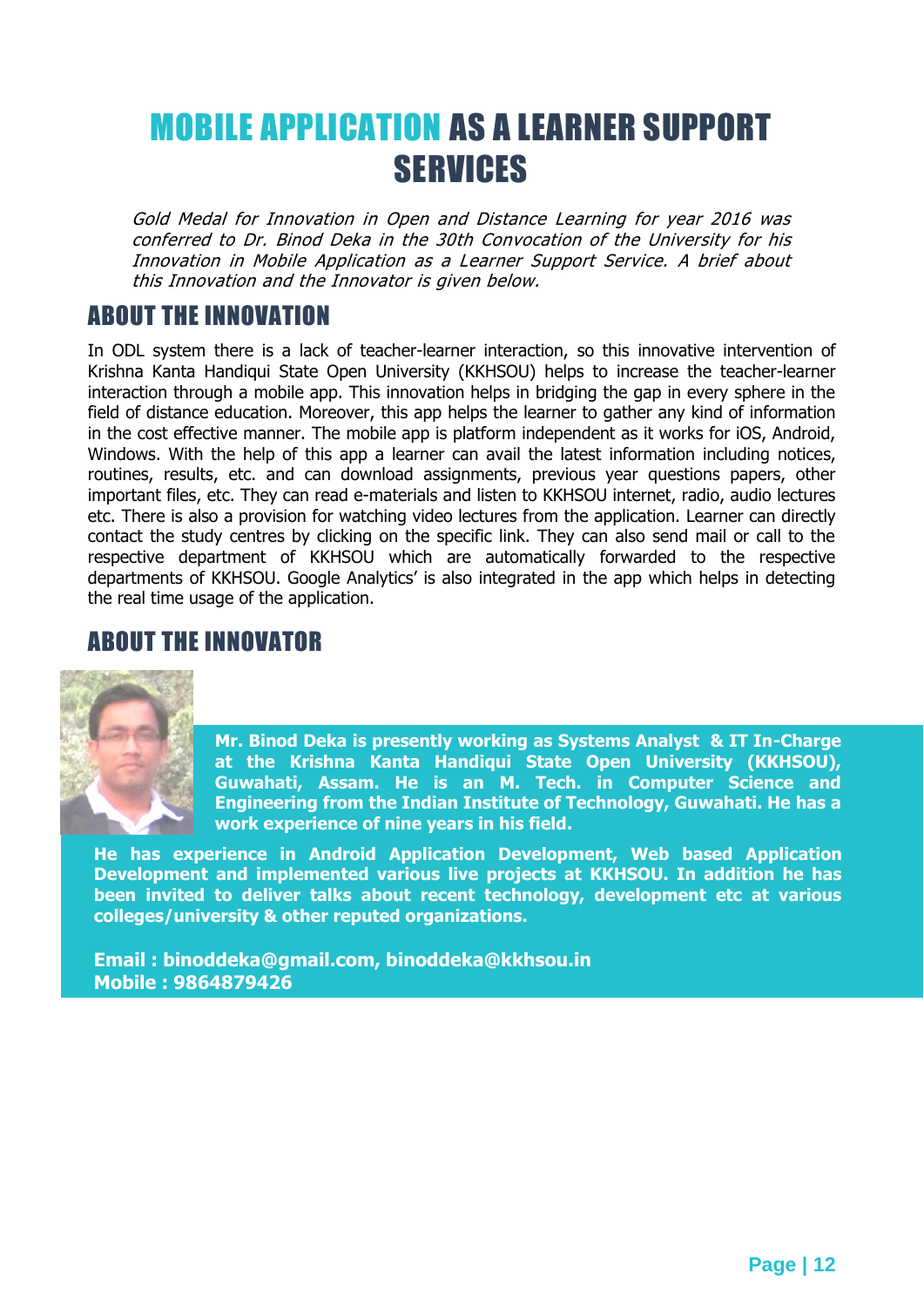# MOBILE APPLICATION AS A LEARNER SUPPORT SERVICES

*Gold Medal for Innovation in Open and Distance Learning for year 2016 was conferred to Dr. Binod Deka in the 30th Convocation of the University for his Innovation in Mobile Application as a Learner Support Service. A brief about this Innovation and the Innovator is given below.*

## ABOUT THE INNOVATION

In ODL system there is a lack of teacher-learner interaction, so this innovative intervention of Krishna Kanta Handiqui State Open University (KKHSOU) helps to increase the teacher-learner interaction through a mobile app. This innovation helps in bridging the gap in every sphere in the field of distance education. Moreover, this app helps the learner to gather any kind of information in the cost effective manner. The mobile app is platform independent as it works for iOS, Android, Windows. With the help of this app a learner can avail the latest information including notices, routines, results, etc. and can download assignments, previous year questions papers, other important files, etc. They can read e-materials and listen to KKHSOU internet, radio, audio lectures etc. There is also a provision for watching video lectures from the application. Learner can directly contact the study centres by clicking on the specific link. They can also send mail or call to the respective department of KKHSOU which are automatically forwarded to the respective departments of KKHSOU. Google Analytics' is also integrated in the app which helps in detecting the real time usage of the application.

## ABOUT THE INNOVATOR

**Mr. Binod Deka is presently working as Systems Analyst & IT In-Charge at the Krishna Kanta Handiqui State Open University (KKHSOU), Guwahati, Assam. He is an M. Tech. in Computer Science and Engineering from the Indian Institute of Technology, Guwahati. He has a work experience of nine years in his field.**

**He has experience in Android Application Development, Web based Application Development and implemented various live projects at KKHSOU. In addition he has been invited to deliver talks about recent technology, development etc at various colleges/university & other reputed organizations.**

**Email : binoddeka@gmail.com, binoddeka@kkhsou.in**
**Mobile : 9864879426**